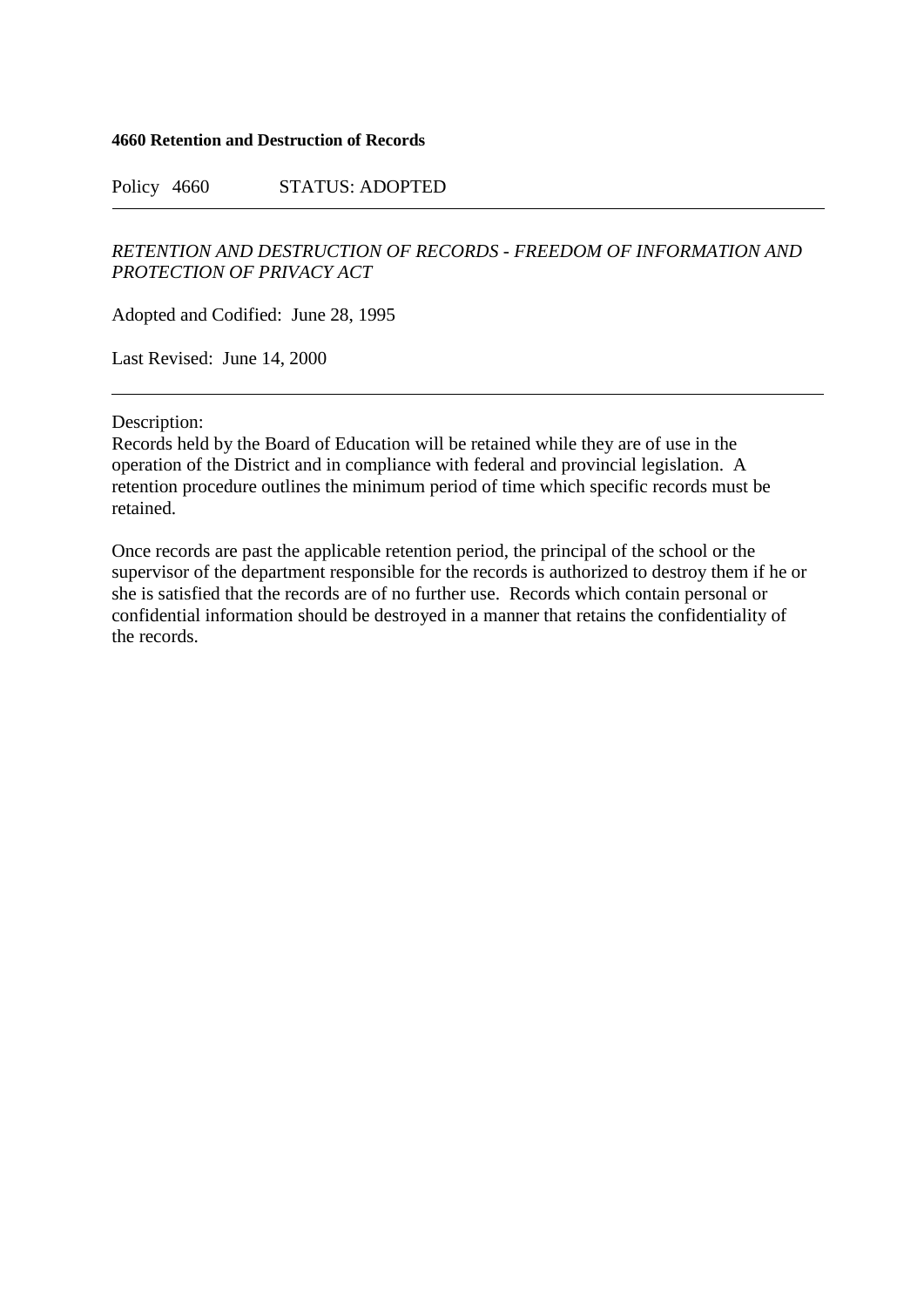**4660 Retention and Destruction of Records**

Policy 4660 STATUS: ADOPTED

---

*RETENTION AND DESTRUCTION OF RECORDS - FREEDOM OF INFORMATION AND PROTECTION OF PRIVACY ACT*

Adopted and Codified: June 28, 1995

Last Revised: June 14, 2000

---

Description:
Records held by the Board of Education will be retained while they are of use in the operation of the District and in compliance with federal and provincial legislation. A retention procedure outlines the minimum period of time which specific records must be retained.

Once records are past the applicable retention period, the principal of the school or the supervisor of the department responsible for the records is authorized to destroy them if he or she is satisfied that the records are of no further use. Records which contain personal or confidential information should be destroyed in a manner that retains the confidentiality of the records.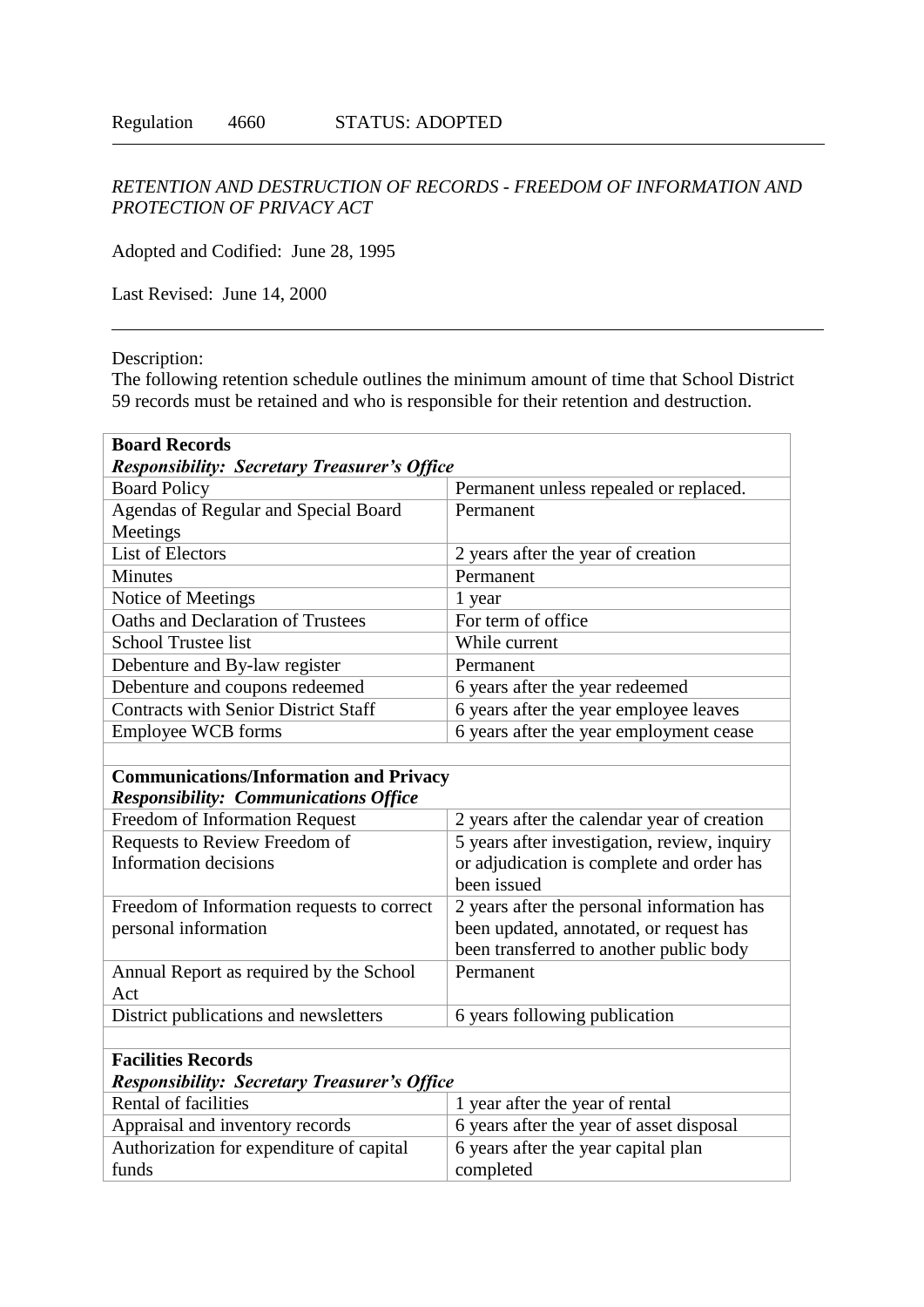Regulation 4660 STATUS: ADOPTED

---

*RETENTION AND DESTRUCTION OF RECORDS - FREEDOM OF INFORMATION AND PROTECTION OF PRIVACY ACT*

Adopted and Codified: June 28, 1995

Last Revised: June 14, 2000

---

Description:
The following retention schedule outlines the minimum amount of time that School District 59 records must be retained and who is responsible for their retention and destruction.

| **Board Records** *Responsibility: Secretary Treasurer's Office* | |
|---|---|
| Board Policy | Permanent unless repealed or replaced. |
| Agendas of Regular and Special Board Meetings | Permanent |
| List of Electors | 2 years after the year of creation |
| Minutes | Permanent |
| Notice of Meetings | 1 year |
| Oaths and Declaration of Trustees | For term of office |
| School Trustee list | While current |
| Debenture and By-law register | Permanent |
| Debenture and coupons redeemed | 6 years after the year redeemed |
| Contracts with Senior District Staff | 6 years after the year employee leaves |
| Employee WCB forms | 6 years after the year employment cease |
| | |
| **Communications/Information and Privacy** *Responsibility: Communications Office* | |
| Freedom of Information Request | 2 years after the calendar year of creation |
| Requests to Review Freedom of Information decisions | 5 years after investigation, review, inquiry or adjudication is complete and order has been issued |
| Freedom of Information requests to correct personal information | 2 years after the personal information has been updated, annotated, or request has been transferred to another public body |
| Annual Report as required by the School Act | Permanent |
| District publications and newsletters | 6 years following publication |
| | |
| **Facilities Records** *Responsibility: Secretary Treasurer's Office* | |
| Rental of facilities | 1 year after the year of rental |
| Appraisal and inventory records | 6 years after the year of asset disposal |
| Authorization for expenditure of capital funds | 6 years after the year capital plan completed |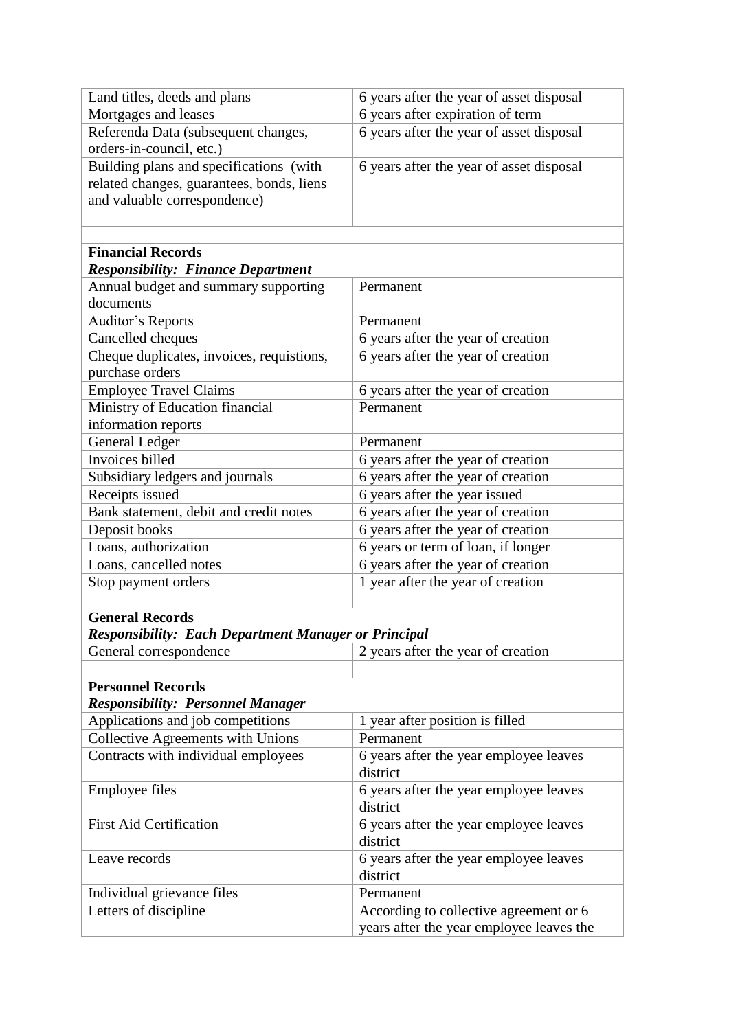| | |
|---|---|
| Land titles, deeds and plans | 6 years after the year of asset disposal |
| Mortgages and leases | 6 years after expiration of term |
| Referenda Data (subsequent changes, orders-in-council, etc.) | 6 years after the year of asset disposal |
| Building plans and specifications (with related changes, guarantees, bonds, liens and valuable correspondence) | 6 years after the year of asset disposal |
| | |
| **Financial Records** *Responsibility: Finance Department* | |
| Annual budget and summary supporting documents | Permanent |
| Auditor's Reports | Permanent |
| Cancelled cheques | 6 years after the year of creation |
| Cheque duplicates, invoices, requistions, purchase orders | 6 years after the year of creation |
| Employee Travel Claims | 6 years after the year of creation |
| Ministry of Education financial information reports | Permanent |
| General Ledger | Permanent |
| Invoices billed | 6 years after the year of creation |
| Subsidiary ledgers and journals | 6 years after the year of creation |
| Receipts issued | 6 years after the year issued |
| Bank statement, debit and credit notes | 6 years after the year of creation |
| Deposit books | 6 years after the year of creation |
| Loans, authorization | 6 years or term of loan, if longer |
| Loans, cancelled notes | 6 years after the year of creation |
| Stop payment orders | 1 year after the year of creation |
| | |
| **General Records** *Responsibility: Each Department Manager or Principal* | |
| General correspondence | 2 years after the year of creation |
| | |
| **Personnel Records** *Responsibility: Personnel Manager* | |
| Applications and job competitions | 1 year after position is filled |
| Collective Agreements with Unions | Permanent |
| Contracts with individual employees | 6 years after the year employee leaves district |
| Employee files | 6 years after the year employee leaves district |
| First Aid Certification | 6 years after the year employee leaves district |
| Leave records | 6 years after the year employee leaves district |
| Individual grievance files | Permanent |
| Letters of discipline | According to collective agreement or 6 years after the year employee leaves the |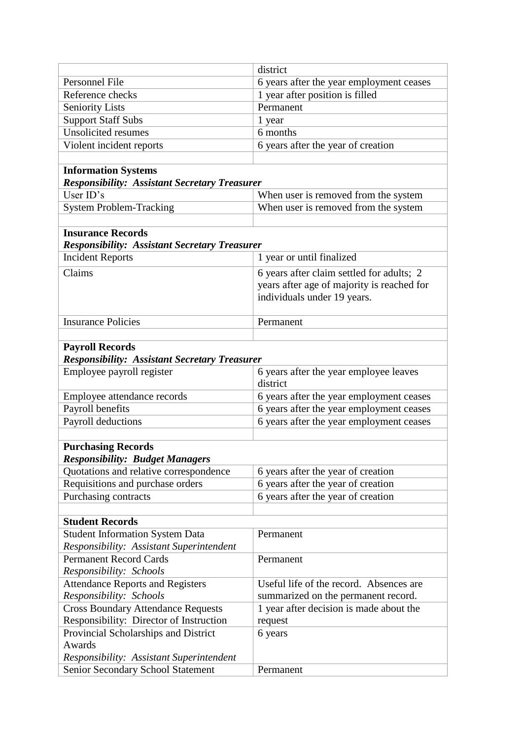| | |
|---|---|
| | district |
| Personnel File | 6 years after the year employment ceases |
| Reference checks | 1 year after position is filled |
| Seniority Lists | Permanent |
| Support Staff Subs | 1 year |
| Unsolicited resumes | 6 months |
| Violent incident reports | 6 years after the year of creation |
| | |
| **Information Systems** *Responsibility: Assistant Secretary Treasurer* | |
| User ID's | When user is removed from the system |
| System Problem-Tracking | When user is removed from the system |
| | |
| **Insurance Records** *Responsibility: Assistant Secretary Treasurer* | |
| Incident Reports | 1 year or until finalized |
| Claims | 6 years after claim settled for adults; 2 years after age of majority is reached for individuals under 19 years. |
| Insurance Policies | Permanent |
| | |
| **Payroll Records** *Responsibility: Assistant Secretary Treasurer* | |
| Employee payroll register | 6 years after the year employee leaves district |
| Employee attendance records | 6 years after the year employment ceases |
| Payroll benefits | 6 years after the year employment ceases |
| Payroll deductions | 6 years after the year employment ceases |
| | |
| **Purchasing Records** *Responsibility: Budget Managers* | |
| Quotations and relative correspondence | 6 years after the year of creation |
| Requisitions and purchase orders | 6 years after the year of creation |
| Purchasing contracts | 6 years after the year of creation |
| | |
| **Student Records** | |
| Student Information System Data *Responsibility: Assistant Superintendent* | Permanent |
| Permanent Record Cards *Responsibility: Schools* | Permanent |
| Attendance Reports and Registers *Responsibility: Schools* | Useful life of the record. Absences are summarized on the permanent record. |
| Cross Boundary Attendance Requests Responsibility: Director of Instruction | 1 year after decision is made about the request |
| Provincial Scholarships and District Awards *Responsibility: Assistant Superintendent* | 6 years |
| Senior Secondary School Statement | Permanent |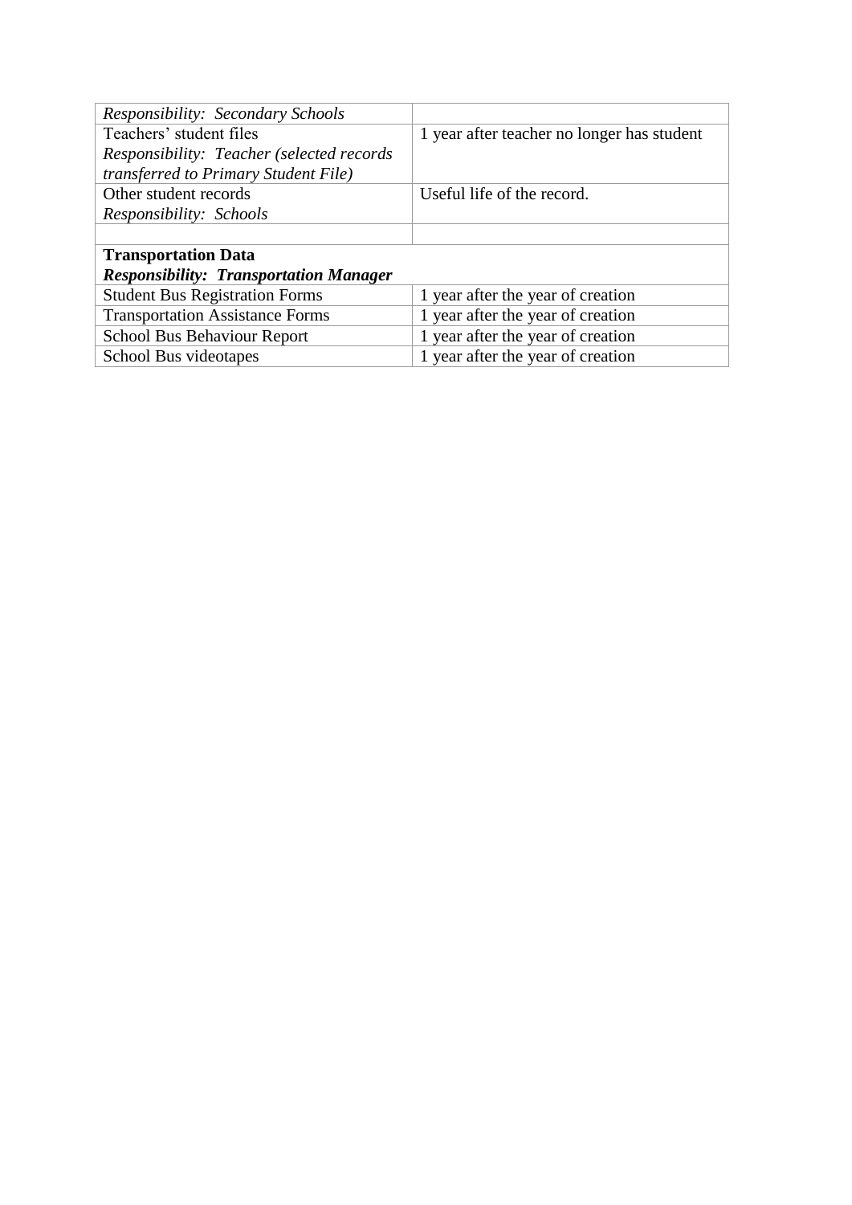| | |
|---|---|
| *Responsibility: Secondary Schools* | |
| Teachers' student files<br>*Responsibility: Teacher (selected records transferred to Primary Student File)* | 1 year after teacher no longer has student |
| Other student records<br>*Responsibility: Schools* | Useful life of the record. |
| | |
| **Transportation Data**<br>***Responsibility: Transportation Manager*** | |
| Student Bus Registration Forms | 1 year after the year of creation |
| Transportation Assistance Forms | 1 year after the year of creation |
| School Bus Behaviour Report | 1 year after the year of creation |
| School Bus videotapes | 1 year after the year of creation |